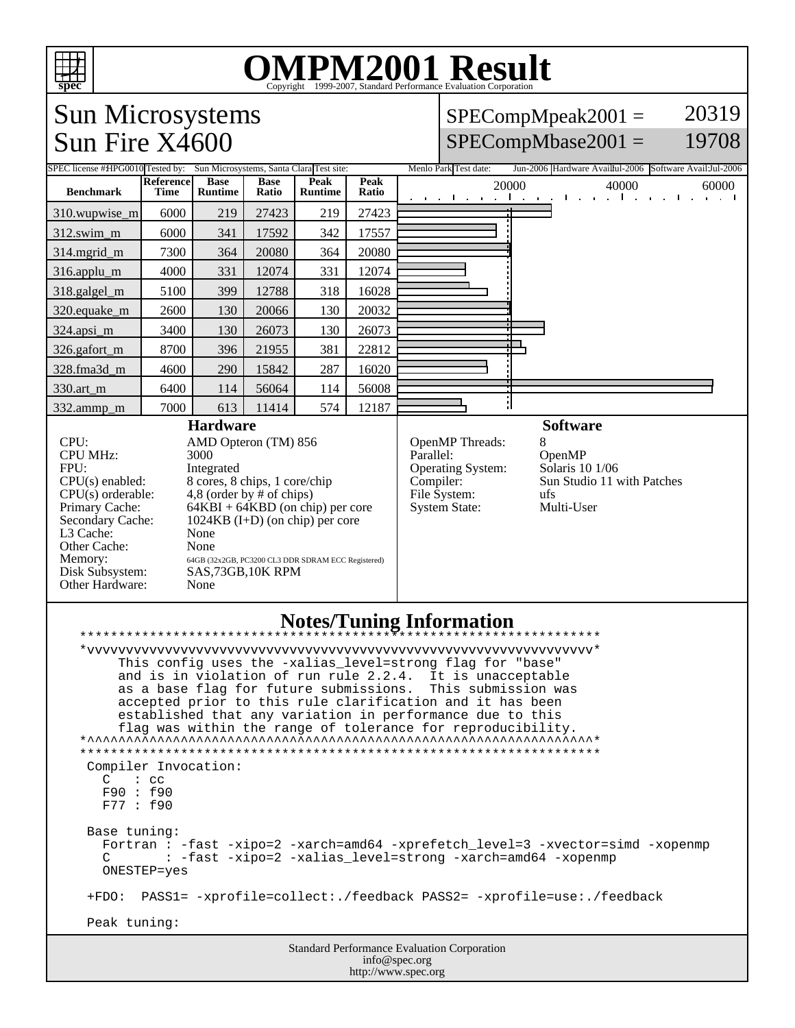# OMPM2001 Result

Copyright 1999-2007, Standard Performance Evaluation Corporation

## Sun Microsystems
## Sun Fire X4600

SPECompMpeak2001 = 20319

SPECompMbase2001 = 19708

SPEC license #: HPG0010 | Tested by: Sun Microsystems, Santa Clara | Test site: Menlo Park | Test date: Jun-2006 | Hardware Avail: Jul-2006 | Software Avail: Jul-2006

| Benchmark | Reference Time | Base Runtime | Base Ratio | Peak Runtime | Peak Ratio |
|---|---|---|---|---|---|
| 310.wupwise_m | 6000 | 219 | 27423 | 219 | 27423 |
| 312.swim_m | 6000 | 341 | 17592 | 342 | 17557 |
| 314.mgrid_m | 7300 | 364 | 20080 | 364 | 20080 |
| 316.applu_m | 4000 | 331 | 12074 | 331 | 12074 |
| 318.galgel_m | 5100 | 399 | 12788 | 318 | 16028 |
| 320.equake_m | 2600 | 130 | 20066 | 130 | 20032 |
| 324.apsi_m | 3400 | 130 | 26073 | 130 | 26073 |
| 326.gafort_m | 8700 | 396 | 21955 | 381 | 22812 |
| 328.fma3d_m | 4600 | 290 | 15842 | 287 | 16020 |
| 330.art_m | 6400 | 114 | 56064 | 114 | 56008 |
| 332.ammp_m | 7000 | 613 | 11414 | 574 | 12187 |

### Hardware

| | |
|---|---|
| CPU: | AMD Opteron (TM) 856 |
| CPU MHz: | 3000 |
| FPU: | Integrated |
| CPU(s) enabled: | 8 cores, 8 chips, 1 core/chip |
| CPU(s) orderable: | 4,8 (order by # of chips) |
| Primary Cache: | 64KBI + 64KBD (on chip) per core |
| Secondary Cache: | 1024KB (I+D) (on chip) per core |
| L3 Cache: | None |
| Other Cache: | None |
| Memory: | 64GB (32x2GB, PC3200 CL3 DDR SDRAM ECC Registered) |
| Disk Subsystem: | SAS,73GB,10K RPM |
| Other Hardware: | None |

### Software

| | |
|---|---|
| OpenMP Threads: | 8 |
| Parallel: | OpenMP |
| Operating System: | Solaris 10 1/06 |
| Compiler: | Sun Studio 11 with Patches |
| File System: | ufs |
| System State: | Multi-User |

### Notes/Tuning Information

```
*******************************************************************
*vvvvvvvvvvvvvvvvvvvvvvvvvvvvvvvvvvvvvvvvvvvvvvvvvvvvvvvvvvvvvvvvv*
     This config uses the -xalias_level=strong flag for "base"
     and is in violation of run rule 2.2.4.  It is unacceptable
     as a base flag for future submissions.  This submission was
     accepted prior to this rule clarification and it has been
     established that any variation in performance due to this
     flag was within the range of tolerance for reproducibility.
*^^^^^^^^^^^^^^^^^^^^^^^^^^^^^^^^^^^^^^^^^^^^^^^^^^^^^^^^^^^^^^^^^*
*******************************************************************
 Compiler Invocation:
   C   : cc
   F90 : f90
   F77 : f90

 Base tuning:
   Fortran : -fast -xipo=2 -xarch=amd64 -xprefetch_level=3 -xvector=simd -xopenmp
   C       : -fast -xipo=2 -xalias_level=strong -xarch=amd64 -xopenmp
   ONESTEP=yes

 +FDO:  PASS1= -xprofile=collect:./feedback PASS2= -xprofile=use:./feedback

 Peak tuning:
```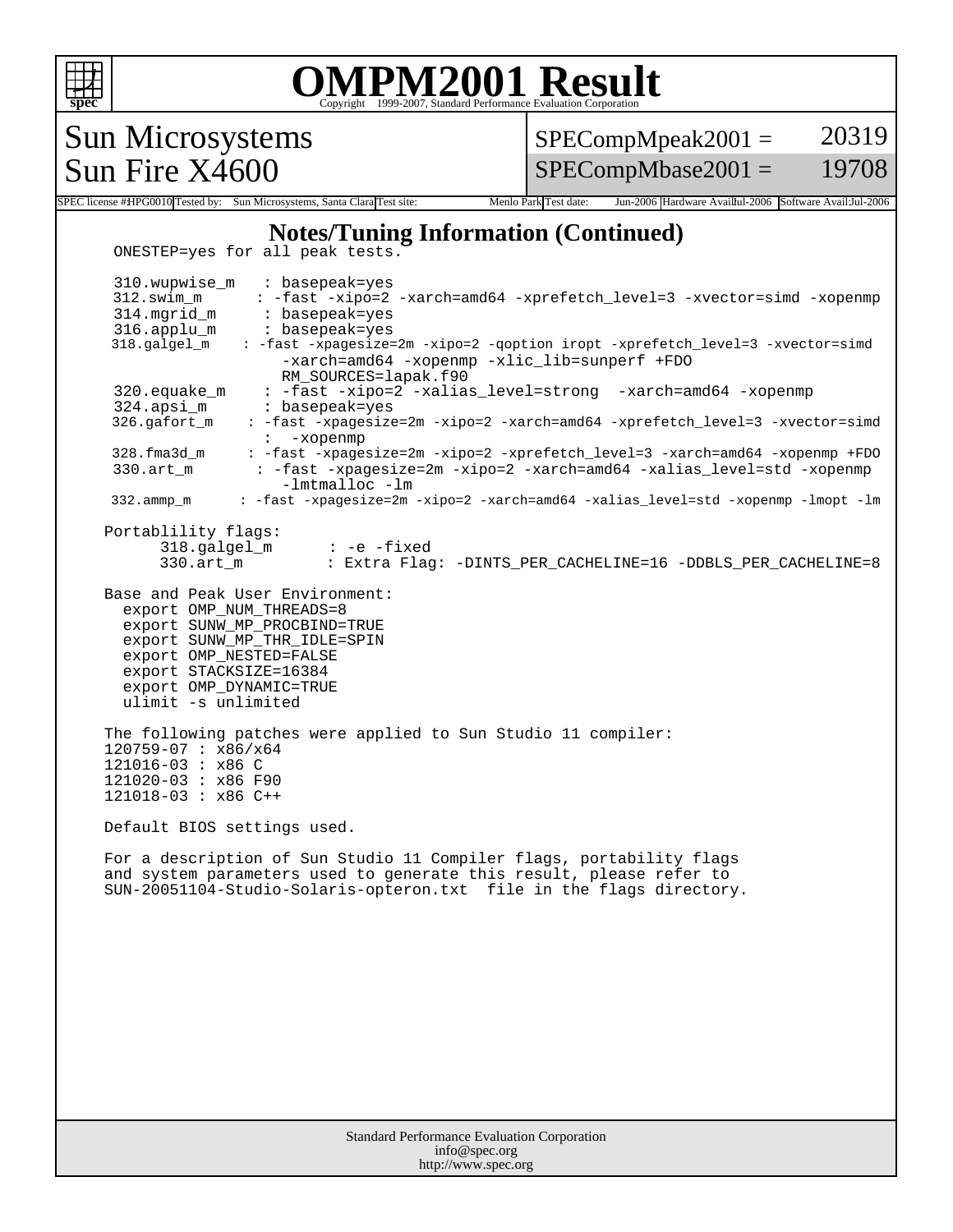# OMPM2001 Result

Copyright 1999-2007, Standard Performance Evaluation Corporation

Sun Microsystems
Sun Fire X4600

SPECompMpeak2001 = 20319
SPECompMbase2001 = 19708

SPEC license #: HPG0010 | Tested by: Sun Microsystems, Santa Clara | Test site: Menlo Park | Test date: Jun-2006 | Hardware Avail: Jul-2006 | Software Avail: Jul-2006

## Notes/Tuning Information (Continued)

```
ONESTEP=yes for all peak tests.

 310.wupwise_m   : basepeak=yes
 312.swim_m      : -fast -xipo=2 -xarch=amd64 -xprefetch_level=3 -xvector=simd -xopenmp
 314.mgrid_m     : basepeak=yes
 316.applu_m     : basepeak=yes
 318.galgel_m    : -fast -xpagesize=2m -xipo=2 -qoption iropt -xprefetch_level=3 -xvector=simd
                   -xarch=amd64 -xopenmp -xlic_lib=sunperf +FDO
                   RM_SOURCES=lapak.f90
 320.equake_m    : -fast -xipo=2 -xalias_level=strong  -xarch=amd64 -xopenmp
 324.apsi_m      : basepeak=yes
 326.gafort_m    : -fast -xpagesize=2m -xipo=2 -xarch=amd64 -xprefetch_level=3 -xvector=simd
                 :  -xopenmp
 328.fma3d_m     : -fast -xpagesize=2m -xipo=2 -xprefetch_level=3 -xarch=amd64 -xopenmp +FDO
 330.art_m       : -fast -xpagesize=2m -xipo=2 -xarch=amd64 -xalias_level=std -xopenmp
                   -lmtmalloc -lm
 332.ammp_m      : -fast -xpagesize=2m -xipo=2 -xarch=amd64 -xalias_level=std -xopenmp -lmopt -lm

Portablility flags:
      318.galgel_m      : -e -fixed
      330.art_m         : Extra Flag: -DINTS_PER_CACHELINE=16 -DDBLS_PER_CACHELINE=8

Base and Peak User Environment:
  export OMP_NUM_THREADS=8
  export SUNW_MP_PROCBIND=TRUE
  export SUNW_MP_THR_IDLE=SPIN
  export OMP_NESTED=FALSE
  export STACKSIZE=16384
  export OMP_DYNAMIC=TRUE
  ulimit -s unlimited

The following patches were applied to Sun Studio 11 compiler:
120759-07 : x86/x64
121016-03 : x86 C
121020-03 : x86 F90
121018-03 : x86 C++

Default BIOS settings used.

For a description of Sun Studio 11 Compiler flags, portability flags
and system parameters used to generate this result, please refer to
SUN-20051104-Studio-Solaris-opteron.txt  file in the flags directory.
```

Standard Performance Evaluation Corporation
info@spec.org
http://www.spec.org